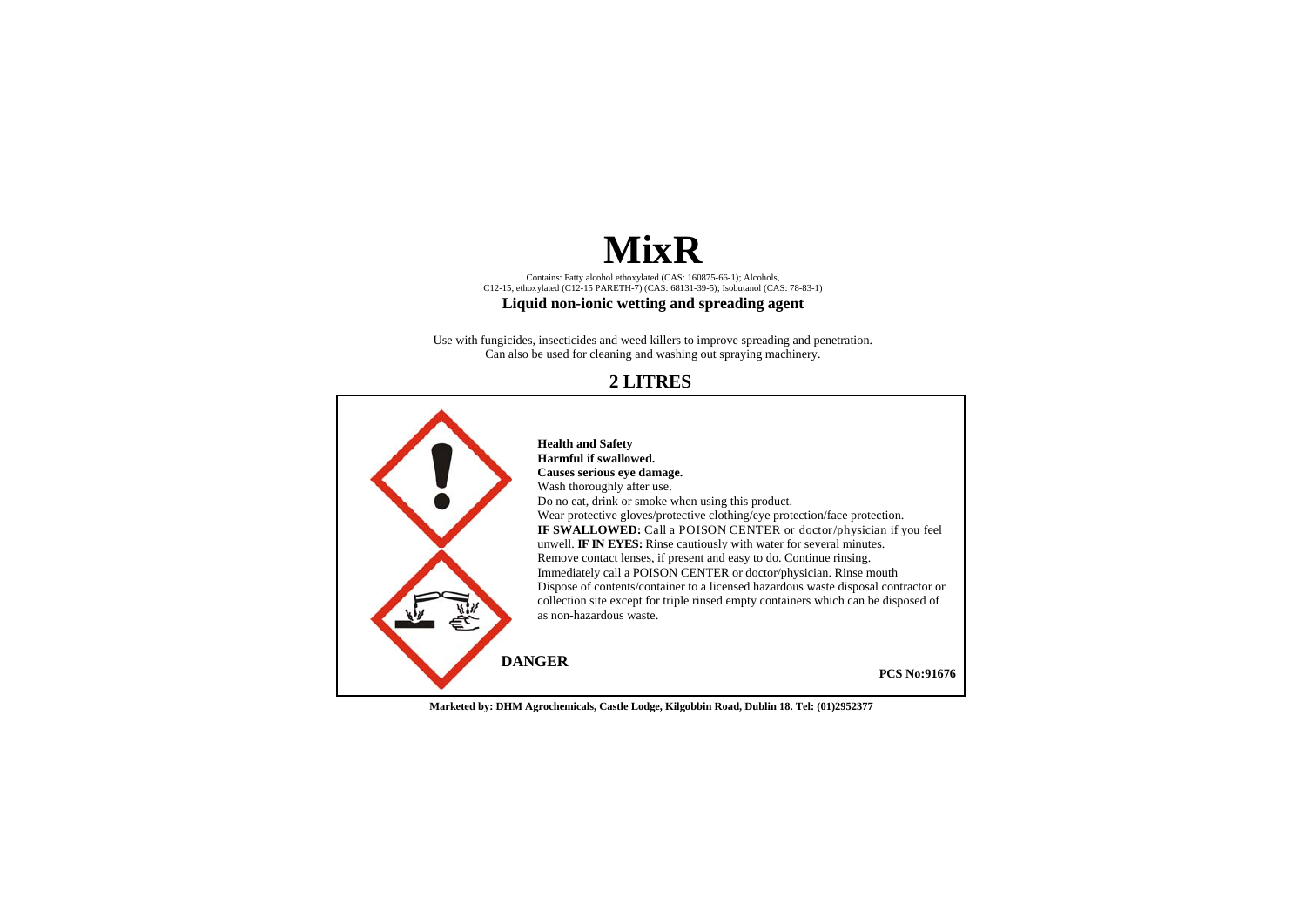# MixR

Contains: Fatty alcohol ethoxylated (CAS: 160875-66-1); Alcohols, C12-15, ethoxylated (C12-15 PARETH-7) (CAS: 68131-39-5); Isobutanol (CAS: 78-83-1)

**Liquid non-ionic wetting and spreading agent**

Use with fungicides, insecticides and weed killers to improve spreading and penetration.
Can also be used for cleaning and washing out spraying machinery.

## 2 LITRES

**Health and Safety**
**Harmful if swallowed.**
**Causes serious eye damage.**
Wash thoroughly after use.
Do no eat, drink or smoke when using this product.
Wear protective gloves/protective clothing/eye protection/face protection.
**IF SWALLOWED:** Call a POISON CENTER or doctor/physician if you feel unwell. **IF IN EYES:** Rinse cautiously with water for several minutes.
Remove contact lenses, if present and easy to do. Continue rinsing.
Immediately call a POISON CENTER or doctor/physician. Rinse mouth
Dispose of contents/container to a licensed hazardous waste disposal contractor or collection site except for triple rinsed empty containers which can be disposed of as non-hazardous waste.

**DANGER**

**PCS No:91676**

**Marketed by: DHM Agrochemicals, Castle Lodge, Kilgobbin Road, Dublin 18. Tel: (01)2952377**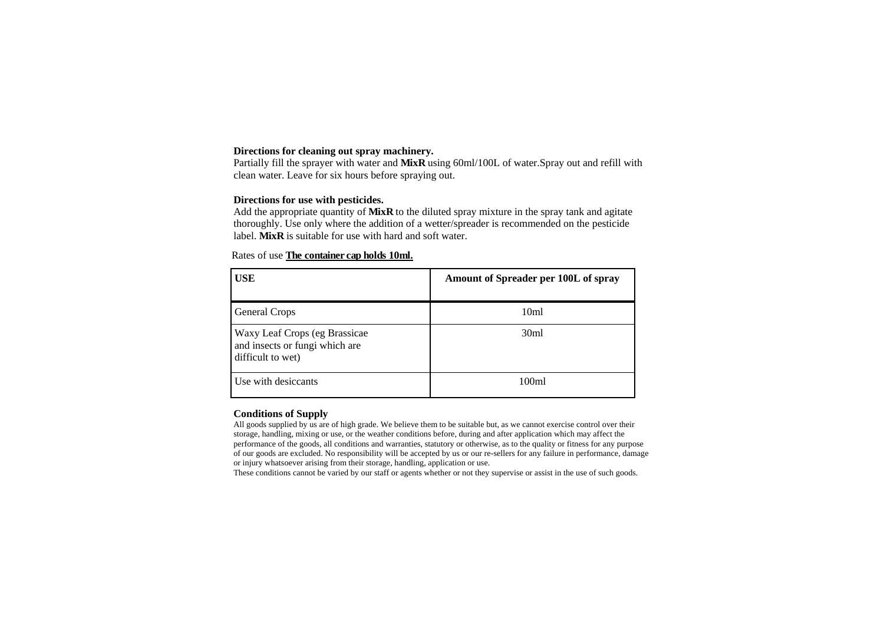**Directions for cleaning out spray machinery.**

Partially fill the sprayer with water and **MixR** using 60ml/100L of water.Spray out and refill with clean water. Leave for six hours before spraying out.

**Directions for use with pesticides.**

Add the appropriate quantity of **MixR** to the diluted spray mixture in the spray tank and agitate thoroughly. Use only where the addition of a wetter/spreader is recommended on the pesticide label. **MixR** is suitable for use with hard and soft water.

Rates of use **The container cap holds 10ml.**

| USE | Amount of Spreader per 100L of spray |
|---|---|
| General Crops | 10ml |
| Waxy Leaf Crops (eg Brassicae and insects or fungi which are difficult to wet) | 30ml |
| Use with desiccants | 100ml |

**Conditions of Supply**

All goods supplied by us are of high grade. We believe them to be suitable but, as we cannot exercise control over their storage, handling, mixing or use, or the weather conditions before, during and after application which may affect the performance of the goods, all conditions and warranties, statutory or otherwise, as to the quality or fitness for any purpose of our goods are excluded. No responsibility will be accepted by us or our re-sellers for any failure in performance, damage or injury whatsoever arising from their storage, handling, application or use.

These conditions cannot be varied by our staff or agents whether or not they supervise or assist in the use of such goods.